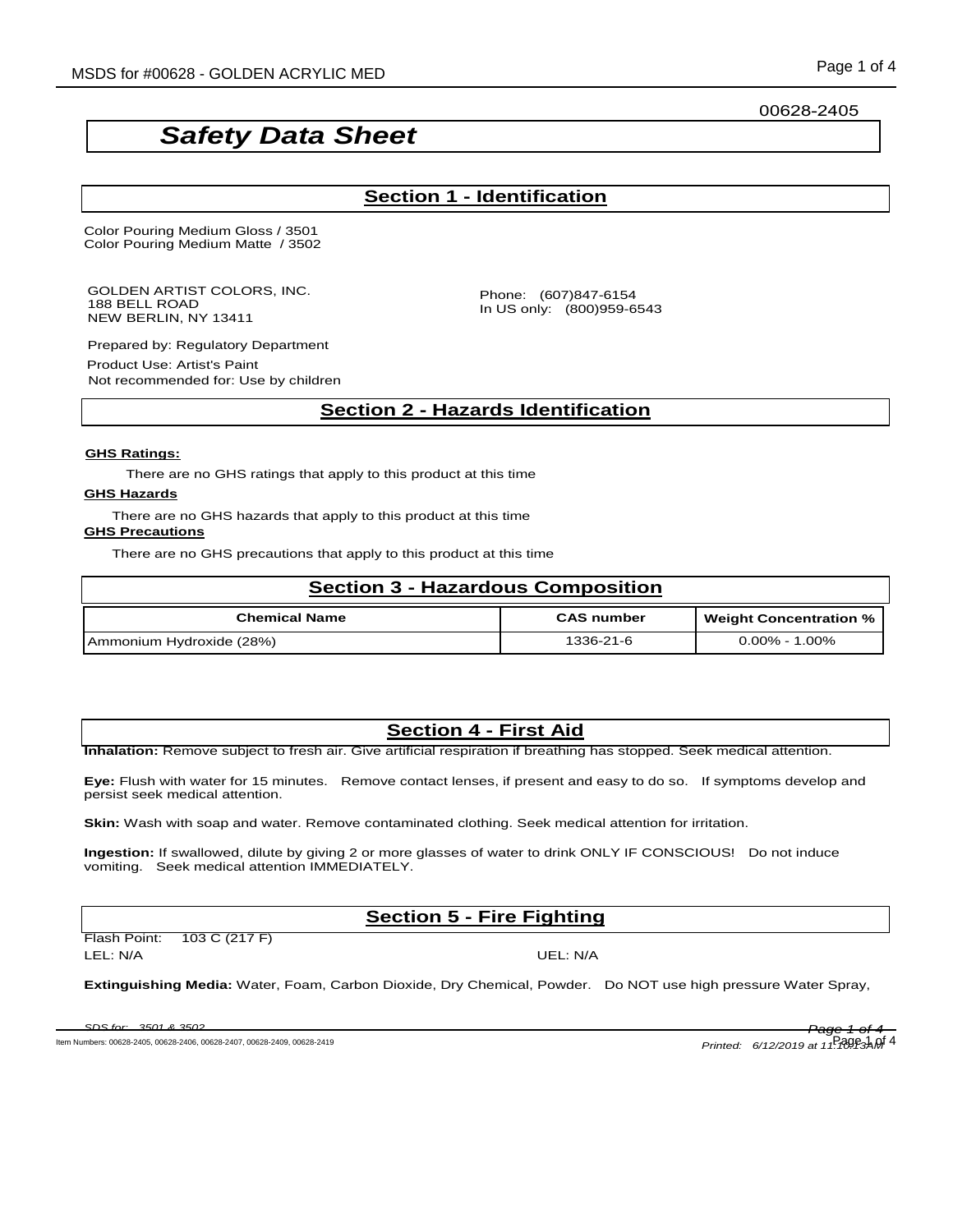00628-2405

# Safety Data Sheet

## Section 1 - Identification

Color Pouring Medium Gloss / 3501
Color Pouring Medium Matte / 3502

GOLDEN ARTIST COLORS, INC.
188 BELL ROAD
NEW BERLIN, NY 13411

Phone: (607)847-6154
In US only: (800)959-6543

Prepared by: Regulatory Department

Product Use: Artist's Paint

Not recommended for: Use by children

## Section 2 - Hazards Identification

**GHS Ratings:**

There are no GHS ratings that apply to this product at this time

**GHS Hazards**

There are no GHS hazards that apply to this product at this time

**GHS Precautions**

There are no GHS precautions that apply to this product at this time

## Section 3 - Hazardous Composition

| Chemical Name | CAS number | Weight Concentration % |
|---|---|---|
| Ammonium Hydroxide (28%) | 1336-21-6 | 0.00% - 1.00% |

## Section 4 - First Aid

**Inhalation:** Remove subject to fresh air. Give artificial respiration if breathing has stopped. Seek medical attention.

**Eye:** Flush with water for 15 minutes. Remove contact lenses, if present and easy to do so. If symptoms develop and persist seek medical attention.

**Skin:** Wash with soap and water. Remove contaminated clothing. Seek medical attention for irritation.

**Ingestion:** If swallowed, dilute by giving 2 or more glasses of water to drink ONLY IF CONSCIOUS! Do not induce vomiting. Seek medical attention IMMEDIATELY.

## Section 5 - Fire Fighting

Flash Point: 103 C (217 F)

LEL: N/A

UEL: N/A

**Extinguishing Media:** Water, Foam, Carbon Dioxide, Dry Chemical, Powder. Do NOT use high pressure Water Spray,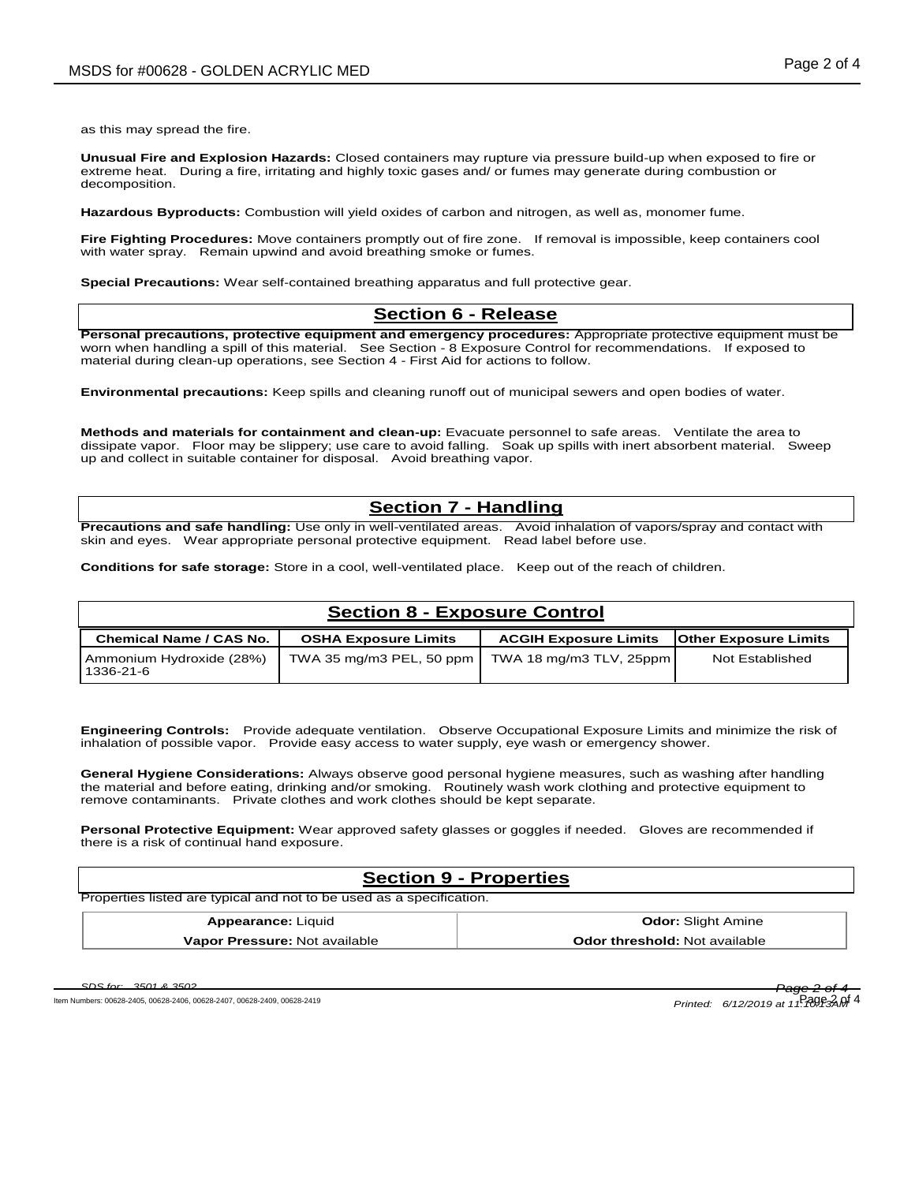as this may spread the fire.

**Unusual Fire and Explosion Hazards:** Closed containers may rupture via pressure build-up when exposed to fire or extreme heat. During a fire, irritating and highly toxic gases and/ or fumes may generate during combustion or decomposition.

**Hazardous Byproducts:** Combustion will yield oxides of carbon and nitrogen, as well as, monomer fume.

**Fire Fighting Procedures:** Move containers promptly out of fire zone. If removal is impossible, keep containers cool with water spray. Remain upwind and avoid breathing smoke or fumes.

**Special Precautions:** Wear self-contained breathing apparatus and full protective gear.

## Section 6 - Release

**Personal precautions, protective equipment and emergency procedures:** Appropriate protective equipment must be worn when handling a spill of this material. See Section - 8 Exposure Control for recommendations. If exposed to material during clean-up operations, see Section 4 - First Aid for actions to follow.

**Environmental precautions:** Keep spills and cleaning runoff out of municipal sewers and open bodies of water.

**Methods and materials for containment and clean-up:** Evacuate personnel to safe areas. Ventilate the area to dissipate vapor. Floor may be slippery; use care to avoid falling. Soak up spills with inert absorbent material. Sweep up and collect in suitable container for disposal. Avoid breathing vapor.

## Section 7 - Handling

**Precautions and safe handling:** Use only in well-ventilated areas. Avoid inhalation of vapors/spray and contact with skin and eyes. Wear appropriate personal protective equipment. Read label before use.

**Conditions for safe storage:** Store in a cool, well-ventilated place. Keep out of the reach of children.

## Section 8 - Exposure Control

| Chemical Name / CAS No. | OSHA Exposure Limits | ACGIH Exposure Limits | Other Exposure Limits |
|---|---|---|---|
| Ammonium Hydroxide (28%) 1336-21-6 | TWA 35 mg/m3 PEL, 50 ppm | TWA 18 mg/m3 TLV, 25ppm | Not Established |

**Engineering Controls:** Provide adequate ventilation. Observe Occupational Exposure Limits and minimize the risk of inhalation of possible vapor. Provide easy access to water supply, eye wash or emergency shower.

**General Hygiene Considerations:** Always observe good personal hygiene measures, such as washing after handling the material and before eating, drinking and/or smoking. Routinely wash work clothing and protective equipment to remove contaminants. Private clothes and work clothes should be kept separate.

**Personal Protective Equipment:** Wear approved safety glasses or goggles if needed. Gloves are recommended if there is a risk of continual hand exposure.

## Section 9 - Properties

Properties listed are typical and not to be used as a specification.

| | |
|---|---|
| **Appearance:** Liquid | **Odor:** Slight Amine |
| **Vapor Pressure:** Not available | **Odor threshold:** Not available |

Item Numbers: 00628-2405, 00628-2406, 00628-2407, 00628-2409, 00628-2419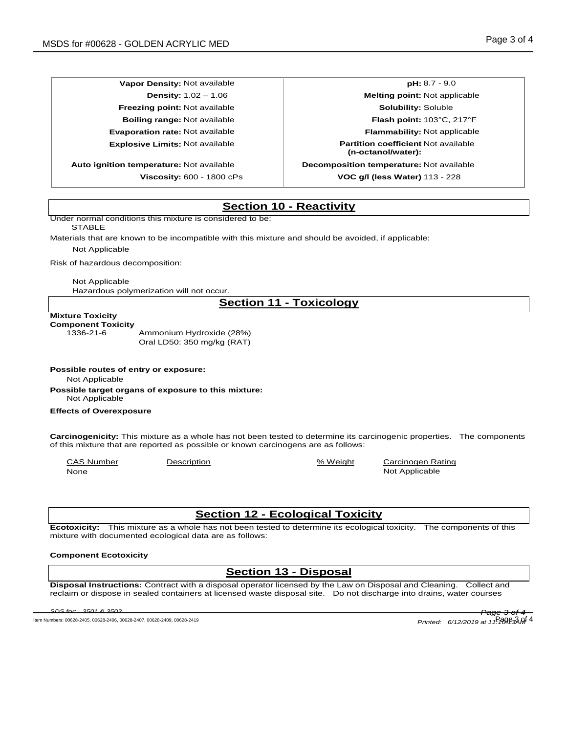| | |
|---|---|
| **Vapor Density:** Not available | **pH:** 8.7 - 9.0 |
| **Density:** 1.02 – 1.06 | **Melting point:** Not applicable |
| **Freezing point:** Not available | **Solubility:** Soluble |
| **Boiling range:** Not available | **Flash point:** 103°C, 217°F |
| **Evaporation rate:** Not available | **Flammability:** Not applicable |
| **Explosive Limits:** Not available | **Partition coefficient (n-octanol/water):** Not available |
| **Auto ignition temperature:** Not available | **Decomposition temperature:** Not available |
| **Viscosity:** 600 - 1800 cPs | **VOC g/l (less Water)** 113 - 228 |

## Section 10 - Reactivity

Under normal conditions this mixture is considered to be:

STABLE

Materials that are known to be incompatible with this mixture and should be avoided, if applicable:

Not Applicable

Risk of hazardous decomposition:

Not Applicable

Hazardous polymerization will not occur.

## Section 11 - Toxicology

**Mixture Toxicity**

**Component Toxicity**

1336-21-6 Ammonium Hydroxide (28%)
Oral LD50: 350 mg/kg (RAT)

**Possible routes of entry or exposure:**

Not Applicable

**Possible target organs of exposure to this mixture:**

Not Applicable

**Effects of Overexposure**

**Carcinogenicity:** This mixture as a whole has not been tested to determine its carcinogenic properties. The components of this mixture that are reported as possible or known carcinogens are as follows:

| CAS Number | Description | % Weight | Carcinogen Rating |
|---|---|---|---|
| None | | | Not Applicable |

## Section 12 - Ecological Toxicity

**Ecotoxicity:** This mixture as a whole has not been tested to determine its ecological toxicity. The components of this mixture with documented ecological data are as follows:

**Component Ecotoxicity**

## Section 13 - Disposal

**Disposal Instructions:** Contract with a disposal operator licensed by the Law on Disposal and Cleaning. Collect and reclaim or dispose in sealed containers at licensed waste disposal site. Do not discharge into drains, water courses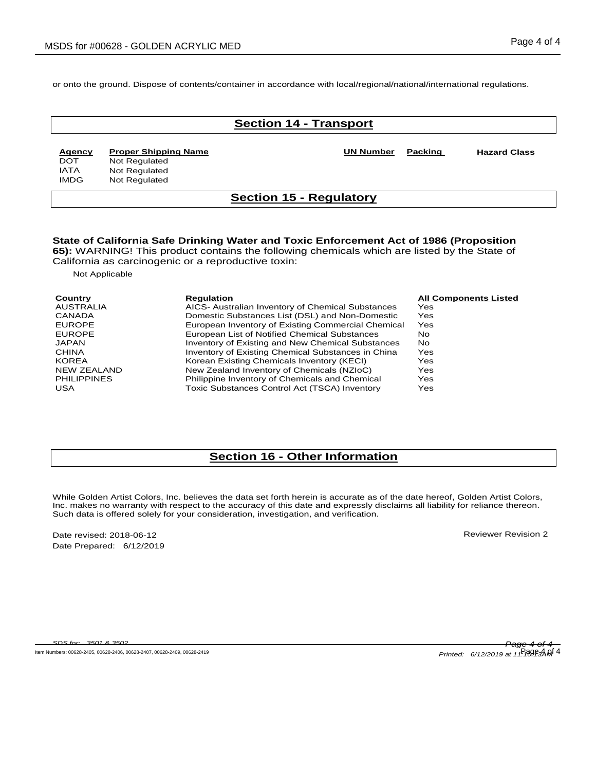or onto the ground. Dispose of contents/container in accordance with local/regional/national/international regulations.

## Section 14 - Transport

| Agency | Proper Shipping Name | UN Number | Packing | Hazard Class |
|---|---|---|---|---|
| DOT | Not Regulated | | | |
| IATA | Not Regulated | | | |
| IMDG | Not Regulated | | | |

## Section 15 - Regulatory

**State of California Safe Drinking Water and Toxic Enforcement Act of 1986 (Proposition 65):** WARNING! This product contains the following chemicals which are listed by the State of California as carcinogenic or a reproductive toxin:

Not Applicable

| Country | Regulation | All Components Listed |
|---|---|---|
| AUSTRALIA | AICS- Australian Inventory of Chemical Substances | Yes |
| CANADA | Domestic Substances List (DSL) and Non-Domestic | Yes |
| EUROPE | European Inventory of Existing Commercial Chemical | Yes |
| EUROPE | European List of Notified Chemical Substances | No |
| JAPAN | Inventory of Existing and New Chemical Substances | No |
| CHINA | Inventory of Existing Chemical Substances in China | Yes |
| KOREA | Korean Existing Chemicals Inventory (KECI) | Yes |
| NEW ZEALAND | New Zealand Inventory of Chemicals (NZIoC) | Yes |
| PHILIPPINES | Philippine Inventory of Chemicals and Chemical | Yes |
| USA | Toxic Substances Control Act (TSCA) Inventory | Yes |

## Section 16 - Other Information

While Golden Artist Colors, Inc. believes the data set forth herein is accurate as of the date hereof, Golden Artist Colors, Inc. makes no warranty with respect to the accuracy of this date and expressly disclaims all liability for reliance thereon. Such data is offered solely for your consideration, investigation, and verification.

Date revised: 2018-06-12

Reviewer Revision 2

Date Prepared: 6/12/2019

*SDS for: 3501 & 3502*

Item Numbers: 00628-2405, 00628-2406, 00628-2407, 00628-2409, 00628-2419

*Printed: 6/12/2019 at 11:10:13AM*